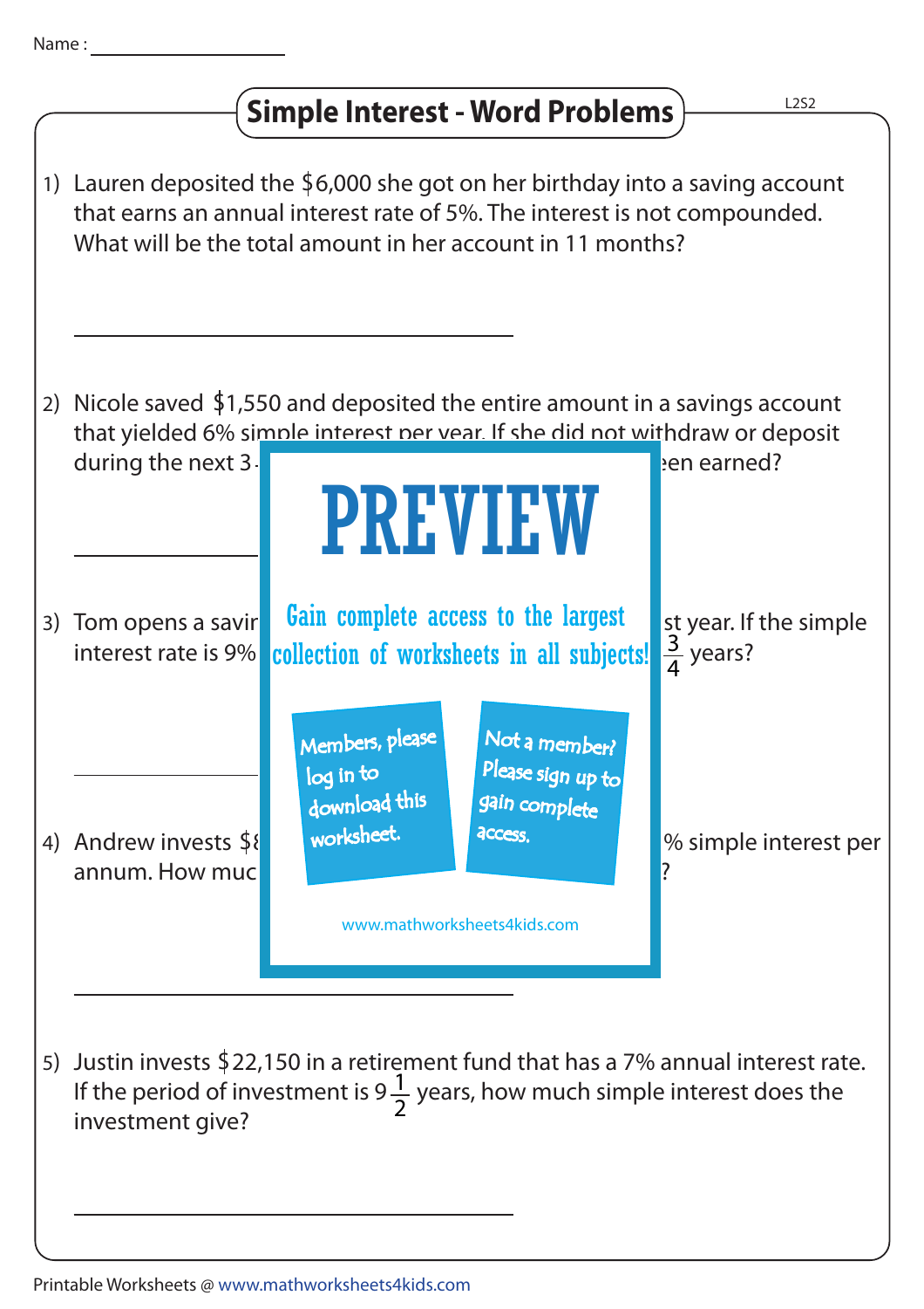Name : ____________________

# Simple Interest - Word Problems

1) Lauren deposited the $6,000 she got on her birthday into a saving account that earns an annual interest rate of 5%. The interest is not compounded. What will be the total amount in her account in 11 months?

____________________

2) Nicole saved $1,550 and deposited the entire amount in a savings account that yielded 6% simple interest per year. If she did not withdraw or deposit during the next 3 ... een earned?

____________________

# PREVIEW

Gain complete access to the largest collection of worksheets in all subjects!

Members, please log in to download this worksheet.

Not a member? Please sign up to gain complete access.

www.mathworksheets4kids.com

3) Tom opens a savir ... st year. If the simple interest rate is 9% ... $\frac{3}{4}$ years?

____________________

4) Andrew invests $8 ... % simple interest per annum. How muc ... ?

____________________

5) Justin invests $22,150 in a retirement fund that has a 7% annual interest rate. If the period of investment is $9\frac{1}{2}$ years, how much simple interest does the investment give?

____________________

Printable Worksheets @ www.mathworksheets4kids.com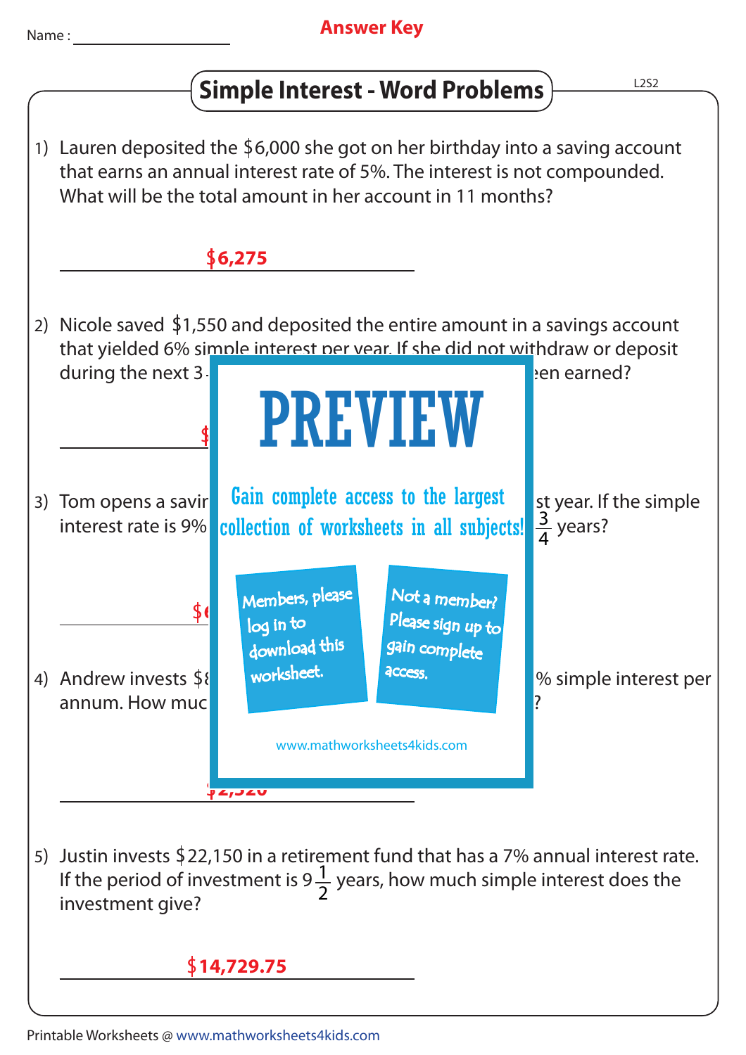Name : ____________

**Answer Key**

## Simple Interest - Word Problems

L2S2

1) Lauren deposited the $6,000 she got on her birthday into a saving account that earns an annual interest rate of 5%. The interest is not compounded. What will be the total amount in her account in 11 months?

**$6,275**

2) Nicole saved $1,550 and deposited the entire amount in a savings account that yielded 6% simple interest per year. If she did not withdraw or deposit during the next 3 ... een earned?

**$**

3) Tom opens a savi... st year. If the simple interest rate is 9% ... $\frac{3}{4}$ years?

**$6**

4) Andrew invests $8 ... % simple interest per annum. How muc ... ?

**$2,320**

5) Justin invests $22,150 in a retirement fund that has a 7% annual interest rate. If the period of investment is $9\frac{1}{2}$ years, how much simple interest does the investment give?

**$14,729.75**

PREVIEW

Gain complete access to the largest collection of worksheets in all subjects!

Members, please log in to download this worksheet.

Not a member? Please sign up to gain complete access.

www.mathworksheets4kids.com

Printable Worksheets @ www.mathworksheets4kids.com